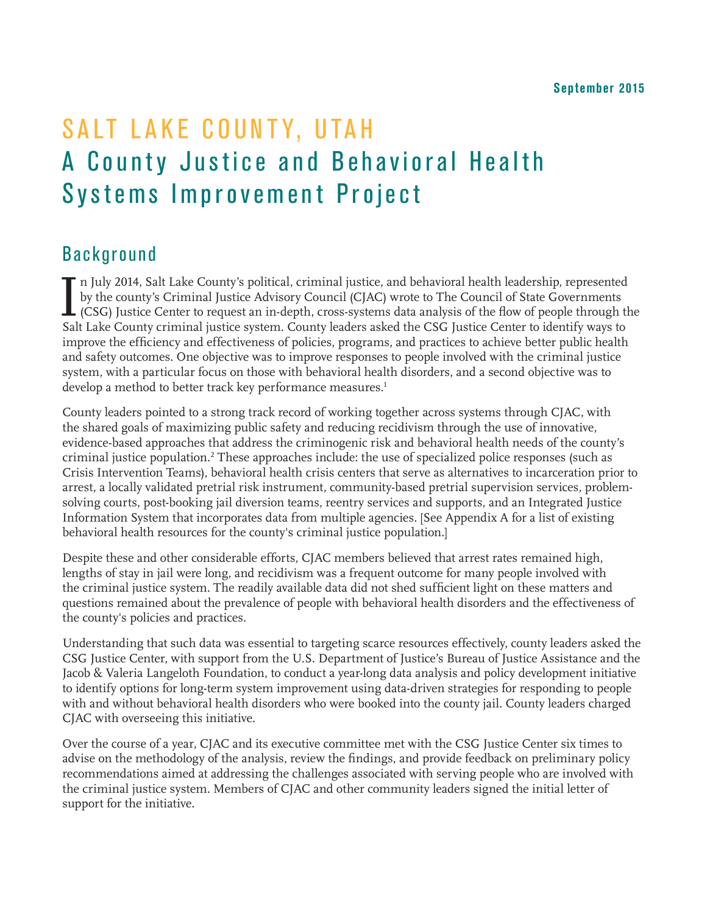September 2015

# SALT LAKE COUNTY, UTAH
# A County Justice and Behavioral Health Systems Improvement Project

## Background

In July 2014, Salt Lake County's political, criminal justice, and behavioral health leadership, represented by the county's Criminal Justice Advisory Council (CJAC) wrote to The Council of State Governments (CSG) Justice Center to request an in-depth, cross-systems data analysis of the flow of people through the Salt Lake County criminal justice system. County leaders asked the CSG Justice Center to identify ways to improve the efficiency and effectiveness of policies, programs, and practices to achieve better public health and safety outcomes. One objective was to improve responses to people involved with the criminal justice system, with a particular focus on those with behavioral health disorders, and a second objective was to develop a method to better track key performance measures.[1]

County leaders pointed to a strong track record of working together across systems through CJAC, with the shared goals of maximizing public safety and reducing recidivism through the use of innovative, evidence-based approaches that address the criminogenic risk and behavioral health needs of the county's criminal justice population.[2] These approaches include: the use of specialized police responses (such as Crisis Intervention Teams), behavioral health crisis centers that serve as alternatives to incarceration prior to arrest, a locally validated pretrial risk instrument, community-based pretrial supervision services, problem-solving courts, post-booking jail diversion teams, reentry services and supports, and an Integrated Justice Information System that incorporates data from multiple agencies. [See Appendix A for a list of existing behavioral health resources for the county's criminal justice population.]

Despite these and other considerable efforts, CJAC members believed that arrest rates remained high, lengths of stay in jail were long, and recidivism was a frequent outcome for many people involved with the criminal justice system. The readily available data did not shed sufficient light on these matters and questions remained about the prevalence of people with behavioral health disorders and the effectiveness of the county's policies and practices.

Understanding that such data was essential to targeting scarce resources effectively, county leaders asked the CSG Justice Center, with support from the U.S. Department of Justice's Bureau of Justice Assistance and the Jacob & Valeria Langeloth Foundation, to conduct a year-long data analysis and policy development initiative to identify options for long-term system improvement using data-driven strategies for responding to people with and without behavioral health disorders who were booked into the county jail. County leaders charged CJAC with overseeing this initiative.

Over the course of a year, CJAC and its executive committee met with the CSG Justice Center six times to advise on the methodology of the analysis, review the findings, and provide feedback on preliminary policy recommendations aimed at addressing the challenges associated with serving people who are involved with the criminal justice system. Members of CJAC and other community leaders signed the initial letter of support for the initiative.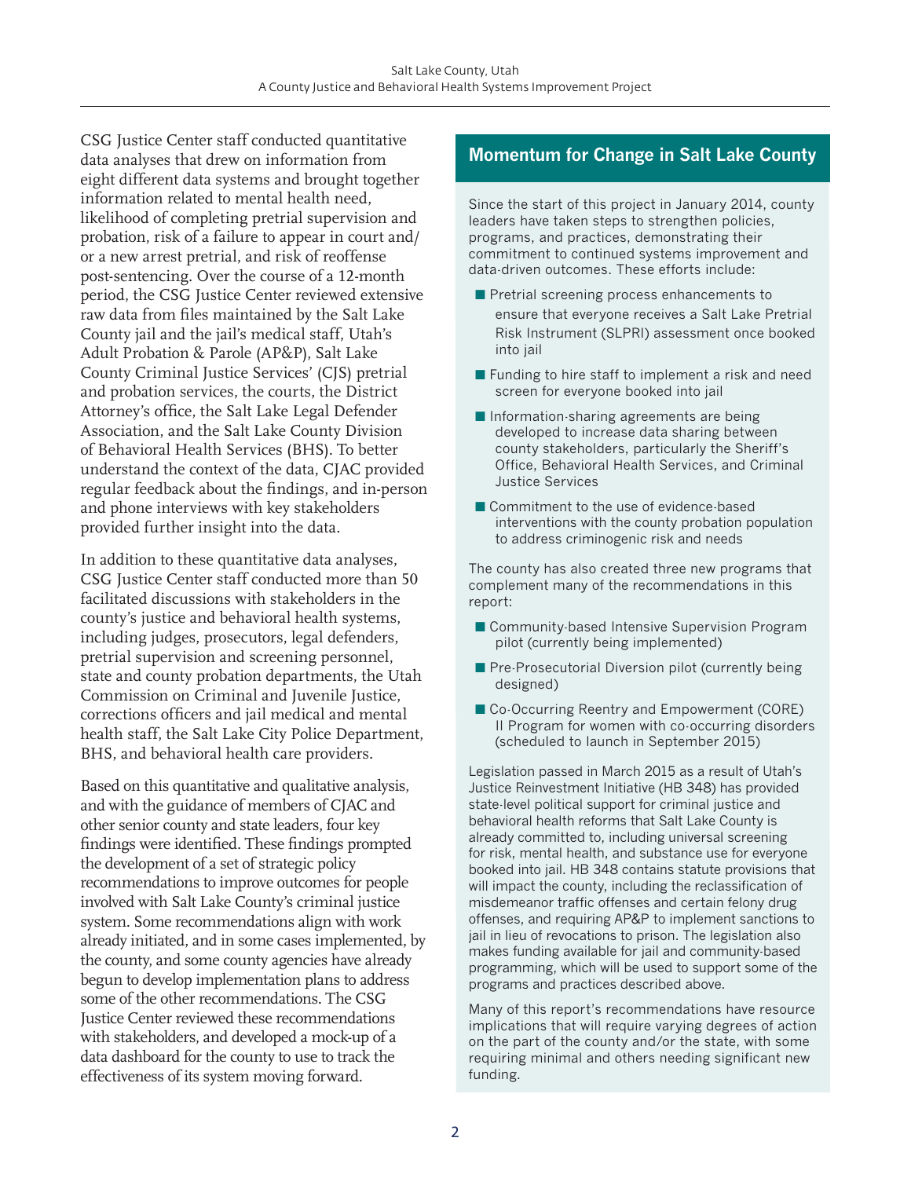CSG Justice Center staff conducted quantitative data analyses that drew on information from eight different data systems and brought together information related to mental health need, likelihood of completing pretrial supervision and probation, risk of a failure to appear in court and/or a new arrest pretrial, and risk of reoffense post-sentencing. Over the course of a 12-month period, the CSG Justice Center reviewed extensive raw data from files maintained by the Salt Lake County jail and the jail's medical staff, Utah's Adult Probation & Parole (AP&P), Salt Lake County Criminal Justice Services' (CJS) pretrial and probation services, the courts, the District Attorney's office, the Salt Lake Legal Defender Association, and the Salt Lake County Division of Behavioral Health Services (BHS). To better understand the context of the data, CJAC provided regular feedback about the findings, and in-person and phone interviews with key stakeholders provided further insight into the data.

In addition to these quantitative data analyses, CSG Justice Center staff conducted more than 50 facilitated discussions with stakeholders in the county's justice and behavioral health systems, including judges, prosecutors, legal defenders, pretrial supervision and screening personnel, state and county probation departments, the Utah Commission on Criminal and Juvenile Justice, corrections officers and jail medical and mental health staff, the Salt Lake City Police Department, BHS, and behavioral health care providers.

Based on this quantitative and qualitative analysis, and with the guidance of members of CJAC and other senior county and state leaders, four key findings were identified. These findings prompted the development of a set of strategic policy recommendations to improve outcomes for people involved with Salt Lake County's criminal justice system. Some recommendations align with work already initiated, and in some cases implemented, by the county, and some county agencies have already begun to develop implementation plans to address some of the other recommendations. The CSG Justice Center reviewed these recommendations with stakeholders, and developed a mock-up of a data dashboard for the county to use to track the effectiveness of its system moving forward.

## Momentum for Change in Salt Lake County

Since the start of this project in January 2014, county leaders have taken steps to strengthen policies, programs, and practices, demonstrating their commitment to continued systems improvement and data-driven outcomes. These efforts include:

- Pretrial screening process enhancements to ensure that everyone receives a Salt Lake Pretrial Risk Instrument (SLPRI) assessment once booked into jail
- Funding to hire staff to implement a risk and need screen for everyone booked into jail
- Information-sharing agreements are being developed to increase data sharing between county stakeholders, particularly the Sheriff's Office, Behavioral Health Services, and Criminal Justice Services
- Commitment to the use of evidence-based interventions with the county probation population to address criminogenic risk and needs

The county has also created three new programs that complement many of the recommendations in this report:

- Community-based Intensive Supervision Program pilot (currently being implemented)
- Pre-Prosecutorial Diversion pilot (currently being designed)
- Co-Occurring Reentry and Empowerment (CORE) II Program for women with co-occurring disorders (scheduled to launch in September 2015)

Legislation passed in March 2015 as a result of Utah's Justice Reinvestment Initiative (HB 348) has provided state-level political support for criminal justice and behavioral health reforms that Salt Lake County is already committed to, including universal screening for risk, mental health, and substance use for everyone booked into jail. HB 348 contains statute provisions that will impact the county, including the reclassification of misdemeanor traffic offenses and certain felony drug offenses, and requiring AP&P to implement sanctions to jail in lieu of revocations to prison. The legislation also makes funding available for jail and community-based programming, which will be used to support some of the programs and practices described above.

Many of this report's recommendations have resource implications that will require varying degrees of action on the part of the county and/or the state, with some requiring minimal and others needing significant new funding.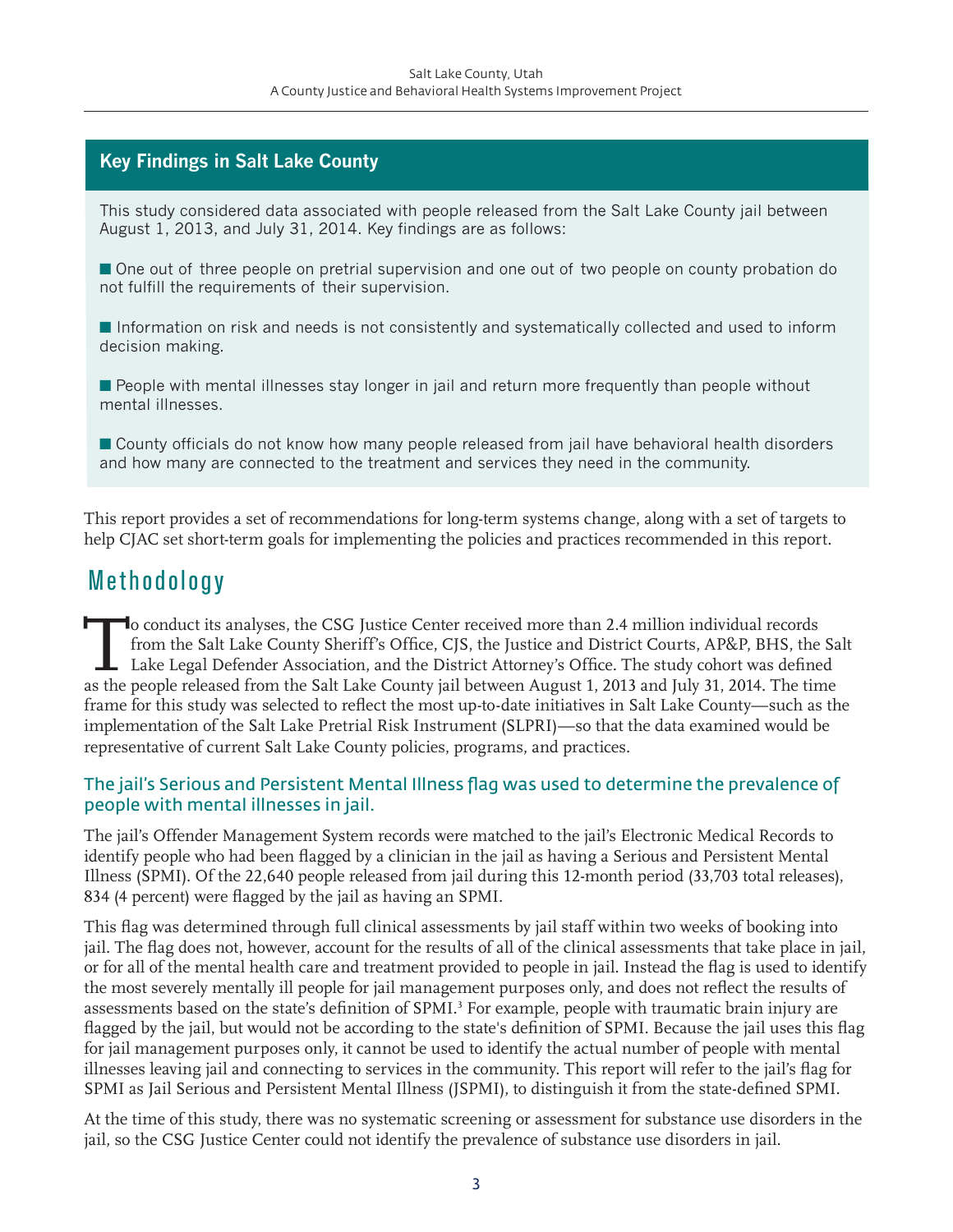## Key Findings in Salt Lake County

This study considered data associated with people released from the Salt Lake County jail between August 1, 2013, and July 31, 2014. Key findings are as follows:

- One out of three people on pretrial supervision and one out of two people on county probation do not fulfill the requirements of their supervision.
- Information on risk and needs is not consistently and systematically collected and used to inform decision making.
- People with mental illnesses stay longer in jail and return more frequently than people without mental illnesses.
- County officials do not know how many people released from jail have behavioral health disorders and how many are connected to the treatment and services they need in the community.

This report provides a set of recommendations for long-term systems change, along with a set of targets to help CJAC set short-term goals for implementing the policies and practices recommended in this report.

# Methodology

To conduct its analyses, the CSG Justice Center received more than 2.4 million individual records from the Salt Lake County Sheriff's Office, CJS, the Justice and District Courts, AP&P, BHS, the Salt Lake Legal Defender Association, and the District Attorney's Office. The study cohort was defined as the people released from the Salt Lake County jail between August 1, 2013 and July 31, 2014. The time frame for this study was selected to reflect the most up-to-date initiatives in Salt Lake County—such as the implementation of the Salt Lake Pretrial Risk Instrument (SLPRI)—so that the data examined would be representative of current Salt Lake County policies, programs, and practices.

### The jail's Serious and Persistent Mental Illness flag was used to determine the prevalence of people with mental illnesses in jail.

The jail's Offender Management System records were matched to the jail's Electronic Medical Records to identify people who had been flagged by a clinician in the jail as having a Serious and Persistent Mental Illness (SPMI). Of the 22,640 people released from jail during this 12-month period (33,703 total releases), 834 (4 percent) were flagged by the jail as having an SPMI.

This flag was determined through full clinical assessments by jail staff within two weeks of booking into jail. The flag does not, however, account for the results of all of the clinical assessments that take place in jail, or for all of the mental health care and treatment provided to people in jail. Instead the flag is used to identify the most severely mentally ill people for jail management purposes only, and does not reflect the results of assessments based on the state's definition of SPMI.[3] For example, people with traumatic brain injury are flagged by the jail, but would not be according to the state's definition of SPMI. Because the jail uses this flag for jail management purposes only, it cannot be used to identify the actual number of people with mental illnesses leaving jail and connecting to services in the community. This report will refer to the jail's flag for SPMI as Jail Serious and Persistent Mental Illness (JSPMI), to distinguish it from the state-defined SPMI.

At the time of this study, there was no systematic screening or assessment for substance use disorders in the jail, so the CSG Justice Center could not identify the prevalence of substance use disorders in jail.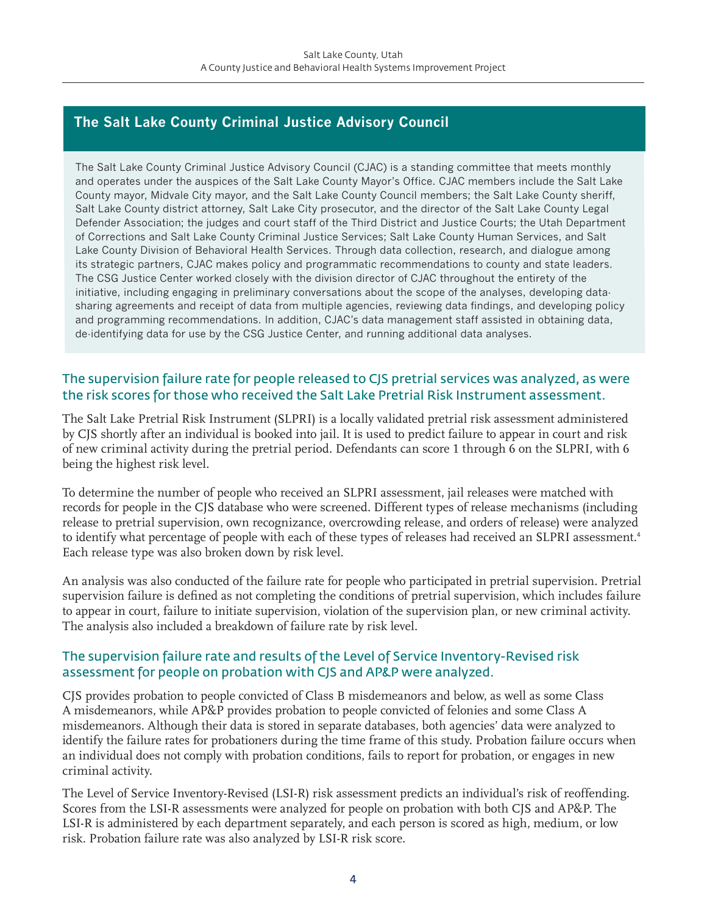## The Salt Lake County Criminal Justice Advisory Council

The Salt Lake County Criminal Justice Advisory Council (CJAC) is a standing committee that meets monthly and operates under the auspices of the Salt Lake County Mayor's Office. CJAC members include the Salt Lake County mayor, Midvale City mayor, and the Salt Lake County Council members; the Salt Lake County sheriff, Salt Lake County district attorney, Salt Lake City prosecutor, and the director of the Salt Lake County Legal Defender Association; the judges and court staff of the Third District and Justice Courts; the Utah Department of Corrections and Salt Lake County Criminal Justice Services; Salt Lake County Human Services, and Salt Lake County Division of Behavioral Health Services. Through data collection, research, and dialogue among its strategic partners, CJAC makes policy and programmatic recommendations to county and state leaders. The CSG Justice Center worked closely with the division director of CJAC throughout the entirety of the initiative, including engaging in preliminary conversations about the scope of the analyses, developing data-sharing agreements and receipt of data from multiple agencies, reviewing data findings, and developing policy and programming recommendations. In addition, CJAC's data management staff assisted in obtaining data, de-identifying data for use by the CSG Justice Center, and running additional data analyses.

### The supervision failure rate for people released to CJS pretrial services was analyzed, as were the risk scores for those who received the Salt Lake Pretrial Risk Instrument assessment.

The Salt Lake Pretrial Risk Instrument (SLPRI) is a locally validated pretrial risk assessment administered by CJS shortly after an individual is booked into jail. It is used to predict failure to appear in court and risk of new criminal activity during the pretrial period. Defendants can score 1 through 6 on the SLPRI, with 6 being the highest risk level.

To determine the number of people who received an SLPRI assessment, jail releases were matched with records for people in the CJS database who were screened. Different types of release mechanisms (including release to pretrial supervision, own recognizance, overcrowding release, and orders of release) were analyzed to identify what percentage of people with each of these types of releases had received an SLPRI assessment.[4] Each release type was also broken down by risk level.

An analysis was also conducted of the failure rate for people who participated in pretrial supervision. Pretrial supervision failure is defined as not completing the conditions of pretrial supervision, which includes failure to appear in court, failure to initiate supervision, violation of the supervision plan, or new criminal activity. The analysis also included a breakdown of failure rate by risk level.

### The supervision failure rate and results of the Level of Service Inventory-Revised risk assessment for people on probation with CJS and AP&P were analyzed.

CJS provides probation to people convicted of Class B misdemeanors and below, as well as some Class A misdemeanors, while AP&P provides probation to people convicted of felonies and some Class A misdemeanors. Although their data is stored in separate databases, both agencies' data were analyzed to identify the failure rates for probationers during the time frame of this study. Probation failure occurs when an individual does not comply with probation conditions, fails to report for probation, or engages in new criminal activity.

The Level of Service Inventory-Revised (LSI-R) risk assessment predicts an individual's risk of reoffending. Scores from the LSI-R assessments were analyzed for people on probation with both CJS and AP&P. The LSI-R is administered by each department separately, and each person is scored as high, medium, or low risk. Probation failure rate was also analyzed by LSI-R risk score.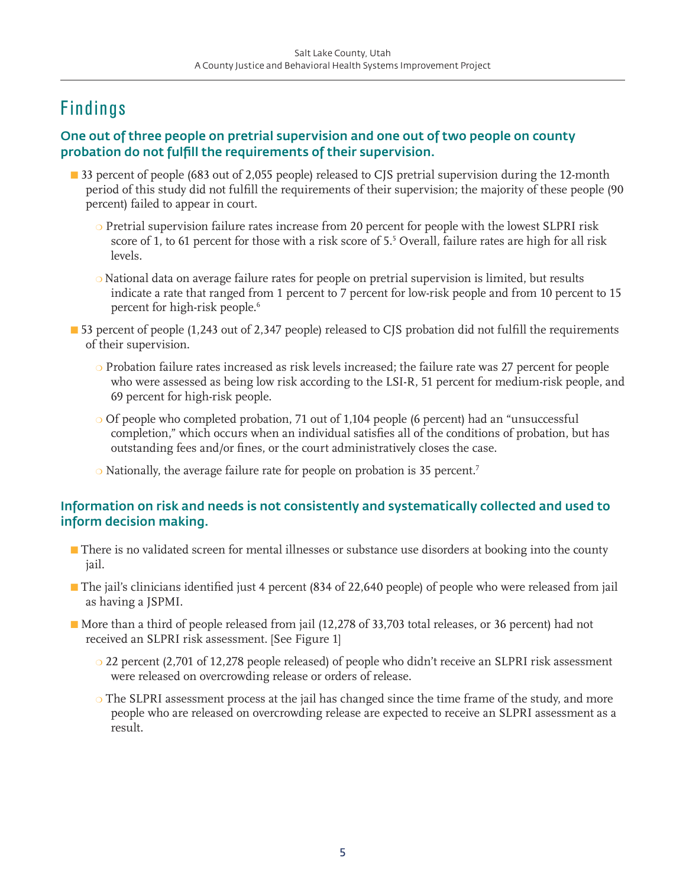# Findings

## One out of three people on pretrial supervision and one out of two people on county probation do not fulfill the requirements of their supervision.

- 33 percent of people (683 out of 2,055 people) released to CJS pretrial supervision during the 12-month period of this study did not fulfill the requirements of their supervision; the majority of these people (90 percent) failed to appear in court.
  - Pretrial supervision failure rates increase from 20 percent for people with the lowest SLPRI risk score of 1, to 61 percent for those with a risk score of 5.[5] Overall, failure rates are high for all risk levels.
  - National data on average failure rates for people on pretrial supervision is limited, but results indicate a rate that ranged from 1 percent to 7 percent for low-risk people and from 10 percent to 15 percent for high-risk people.[6]
- 53 percent of people (1,243 out of 2,347 people) released to CJS probation did not fulfill the requirements of their supervision.
  - Probation failure rates increased as risk levels increased; the failure rate was 27 percent for people who were assessed as being low risk according to the LSI-R, 51 percent for medium-risk people, and 69 percent for high-risk people.
  - Of people who completed probation, 71 out of 1,104 people (6 percent) had an "unsuccessful completion," which occurs when an individual satisfies all of the conditions of probation, but has outstanding fees and/or fines, or the court administratively closes the case.
  - Nationally, the average failure rate for people on probation is 35 percent.[7]

## Information on risk and needs is not consistently and systematically collected and used to inform decision making.

- There is no validated screen for mental illnesses or substance use disorders at booking into the county jail.
- The jail's clinicians identified just 4 percent (834 of 22,640 people) of people who were released from jail as having a JSPMI.
- More than a third of people released from jail (12,278 of 33,703 total releases, or 36 percent) had not received an SLPRI risk assessment. [See Figure 1]
  - 22 percent (2,701 of 12,278 people released) of people who didn't receive an SLPRI risk assessment were released on overcrowding release or orders of release.
  - The SLPRI assessment process at the jail has changed since the time frame of the study, and more people who are released on overcrowding release are expected to receive an SLPRI assessment as a result.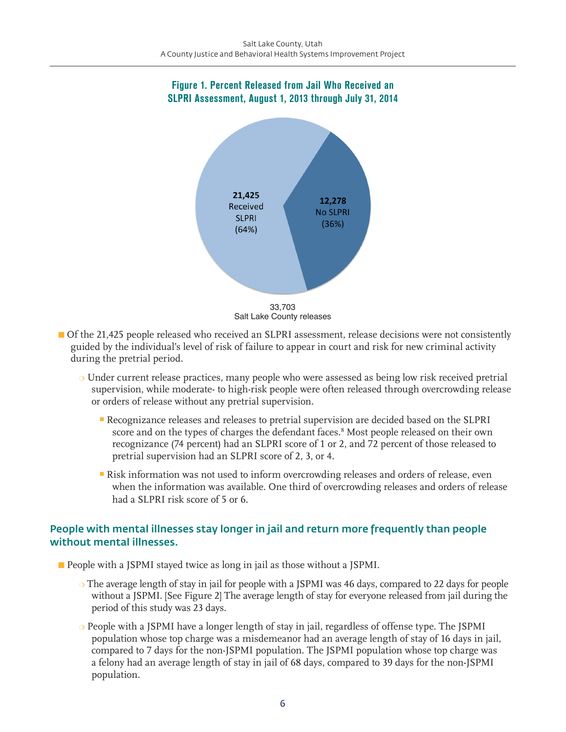**Figure 1. Percent Released from Jail Who Received an SLPRI Assessment, August 1, 2013 through July 31, 2014**

21,425 Received SLPRI (64%)

12,278 No SLPRI (36%)

33,703 Salt Lake County releases

- Of the 21,425 people released who received an SLPRI assessment, release decisions were not consistently guided by the individual's level of risk of failure to appear in court and risk for new criminal activity during the pretrial period.
  - Under current release practices, many people who were assessed as being low risk received pretrial supervision, while moderate- to high-risk people were often released through overcrowding release or orders of release without any pretrial supervision.
    - Recognizance releases and releases to pretrial supervision are decided based on the SLPRI score and on the types of charges the defendant faces.[8] Most people released on their own recognizance (74 percent) had an SLPRI score of 1 or 2, and 72 percent of those released to pretrial supervision had an SLPRI score of 2, 3, or 4.
    - Risk information was not used to inform overcrowding releases and orders of release, even when the information was available. One third of overcrowding releases and orders of release had a SLPRI risk score of 5 or 6.

## People with mental illnesses stay longer in jail and return more frequently than people without mental illnesses.

- People with a JSPMI stayed twice as long in jail as those without a JSPMI.
  - The average length of stay in jail for people with a JSPMI was 46 days, compared to 22 days for people without a JSPMI. [See Figure 2] The average length of stay for everyone released from jail during the period of this study was 23 days.
  - People with a JSPMI have a longer length of stay in jail, regardless of offense type. The JSPMI population whose top charge was a misdemeanor had an average length of stay of 16 days in jail, compared to 7 days for the non-JSPMI population. The JSPMI population whose top charge was a felony had an average length of stay in jail of 68 days, compared to 39 days for the non-JSPMI population.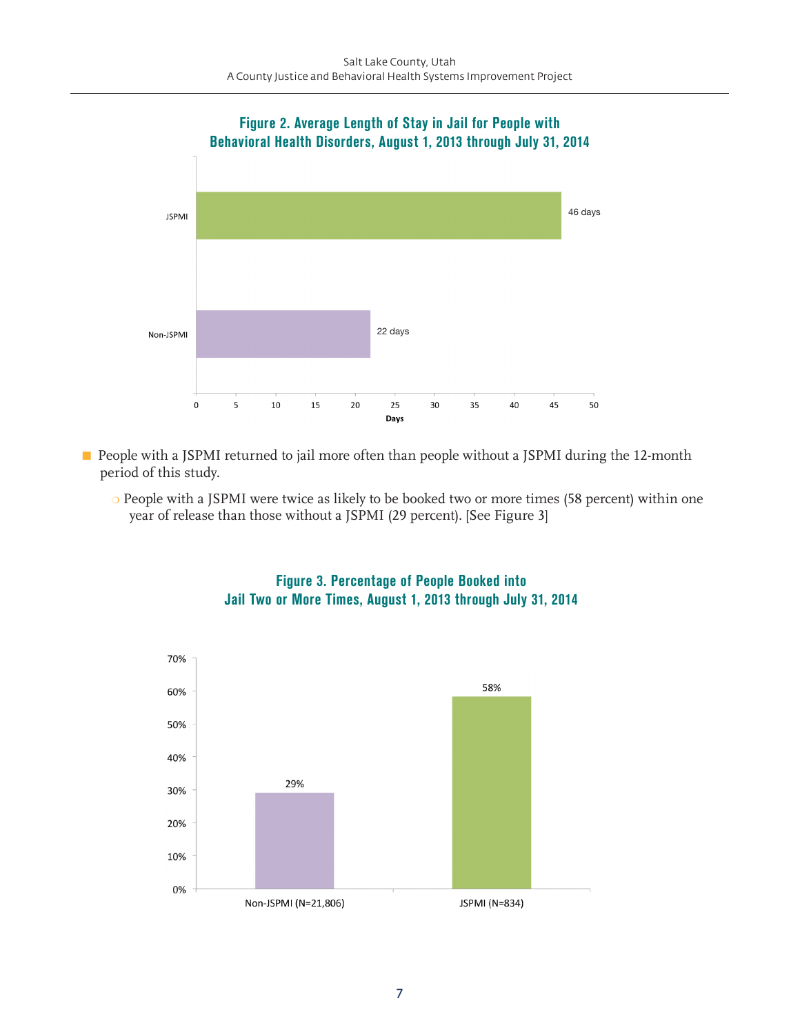**Figure 2. Average Length of Stay in Jail for People with Behavioral Health Disorders, August 1, 2013 through July 31, 2014**

| Group | Days |
| --- | --- |
| JSPMI | 46 days |
| Non-JSPMI | 22 days |

- People with a JSPMI returned to jail more often than people without a JSPMI during the 12-month period of this study.
  - People with a JSPMI were twice as likely to be booked two or more times (58 percent) within one year of release than those without a JSPMI (29 percent). [See Figure 3]

**Figure 3. Percentage of People Booked into Jail Two or More Times, August 1, 2013 through July 31, 2014**

| Group | Percentage |
| --- | --- |
| Non-JSPMI (N=21,806) | 29% |
| JSPMI (N=834) | 58% |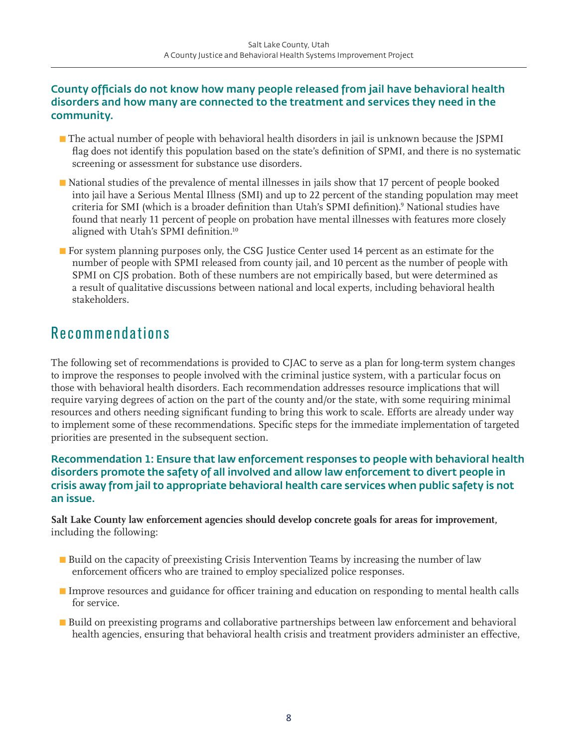### County officials do not know how many people released from jail have behavioral health disorders and how many are connected to the treatment and services they need in the community.

- The actual number of people with behavioral health disorders in jail is unknown because the JSPMI flag does not identify this population based on the state's definition of SPMI, and there is no systematic screening or assessment for substance use disorders.
- National studies of the prevalence of mental illnesses in jails show that 17 percent of people booked into jail have a Serious Mental Illness (SMI) and up to 22 percent of the standing population may meet criteria for SMI (which is a broader definition than Utah's SPMI definition).[9] National studies have found that nearly 11 percent of people on probation have mental illnesses with features more closely aligned with Utah's SPMI definition.[10]
- For system planning purposes only, the CSG Justice Center used 14 percent as an estimate for the number of people with SPMI released from county jail, and 10 percent as the number of people with SPMI on CJS probation. Both of these numbers are not empirically based, but were determined as a result of qualitative discussions between national and local experts, including behavioral health stakeholders.

## Recommendations

The following set of recommendations is provided to CJAC to serve as a plan for long-term system changes to improve the responses to people involved with the criminal justice system, with a particular focus on those with behavioral health disorders. Each recommendation addresses resource implications that will require varying degrees of action on the part of the county and/or the state, with some requiring minimal resources and others needing significant funding to bring this work to scale. Efforts are already under way to implement some of these recommendations. Specific steps for the immediate implementation of targeted priorities are presented in the subsequent section.

### Recommendation 1: Ensure that law enforcement responses to people with behavioral health disorders promote the safety of all involved and allow law enforcement to divert people in crisis away from jail to appropriate behavioral health care services when public safety is not an issue.

**Salt Lake County law enforcement agencies should develop concrete goals for areas for improvement,** including the following:

- Build on the capacity of preexisting Crisis Intervention Teams by increasing the number of law enforcement officers who are trained to employ specialized police responses.
- Improve resources and guidance for officer training and education on responding to mental health calls for service.
- Build on preexisting programs and collaborative partnerships between law enforcement and behavioral health agencies, ensuring that behavioral health crisis and treatment providers administer an effective,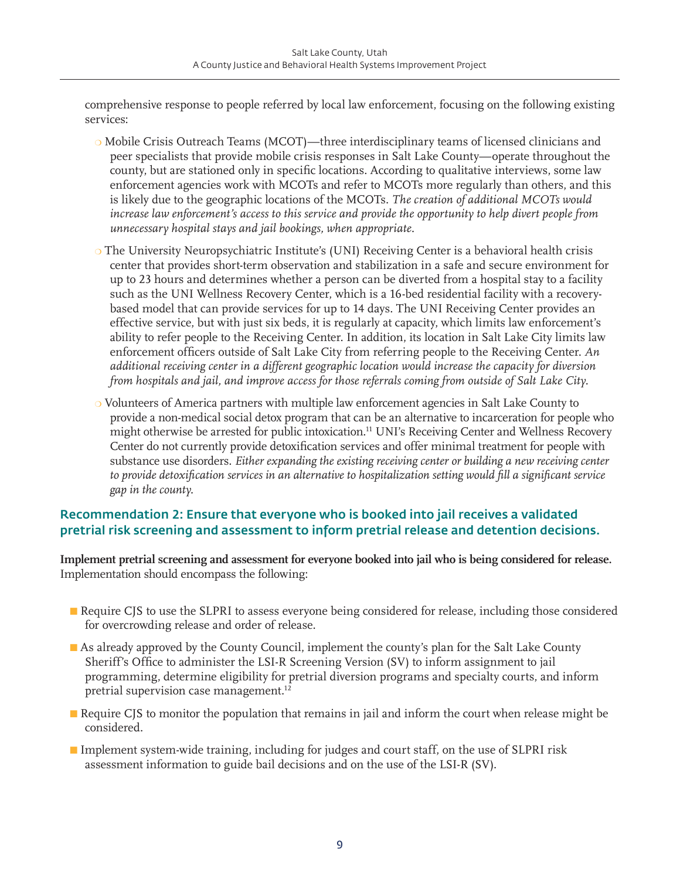comprehensive response to people referred by local law enforcement, focusing on the following existing services:

- Mobile Crisis Outreach Teams (MCOT)—three interdisciplinary teams of licensed clinicians and peer specialists that provide mobile crisis responses in Salt Lake County—operate throughout the county, but are stationed only in specific locations. According to qualitative interviews, some law enforcement agencies work with MCOTs and refer to MCOTs more regularly than others, and this is likely due to the geographic locations of the MCOTs. *The creation of additional MCOTs would increase law enforcement's access to this service and provide the opportunity to help divert people from unnecessary hospital stays and jail bookings, when appropriate.*

- The University Neuropsychiatric Institute's (UNI) Receiving Center is a behavioral health crisis center that provides short-term observation and stabilization in a safe and secure environment for up to 23 hours and determines whether a person can be diverted from a hospital stay to a facility such as the UNI Wellness Recovery Center, which is a 16-bed residential facility with a recovery-based model that can provide services for up to 14 days. The UNI Receiving Center provides an effective service, but with just six beds, it is regularly at capacity, which limits law enforcement's ability to refer people to the Receiving Center. In addition, its location in Salt Lake City limits law enforcement officers outside of Salt Lake City from referring people to the Receiving Center. *An additional receiving center in a different geographic location would increase the capacity for diversion from hospitals and jail, and improve access for those referrals coming from outside of Salt Lake City.*

- Volunteers of America partners with multiple law enforcement agencies in Salt Lake County to provide a non-medical social detox program that can be an alternative to incarceration for people who might otherwise be arrested for public intoxication.[11] UNI's Receiving Center and Wellness Recovery Center do not currently provide detoxification services and offer minimal treatment for people with substance use disorders. *Either expanding the existing receiving center or building a new receiving center to provide detoxification services in an alternative to hospitalization setting would fill a significant service gap in the county.*

## Recommendation 2: Ensure that everyone who is booked into jail receives a validated pretrial risk screening and assessment to inform pretrial release and detention decisions.

**Implement pretrial screening and assessment for everyone booked into jail who is being considered for release.** Implementation should encompass the following:

- Require CJS to use the SLPRI to assess everyone being considered for release, including those considered for overcrowding release and order of release.

- As already approved by the County Council, implement the county's plan for the Salt Lake County Sheriff's Office to administer the LSI-R Screening Version (SV) to inform assignment to jail programming, determine eligibility for pretrial diversion programs and specialty courts, and inform pretrial supervision case management.[12]

- Require CJS to monitor the population that remains in jail and inform the court when release might be considered.

- Implement system-wide training, including for judges and court staff, on the use of SLPRI risk assessment information to guide bail decisions and on the use of the LSI-R (SV).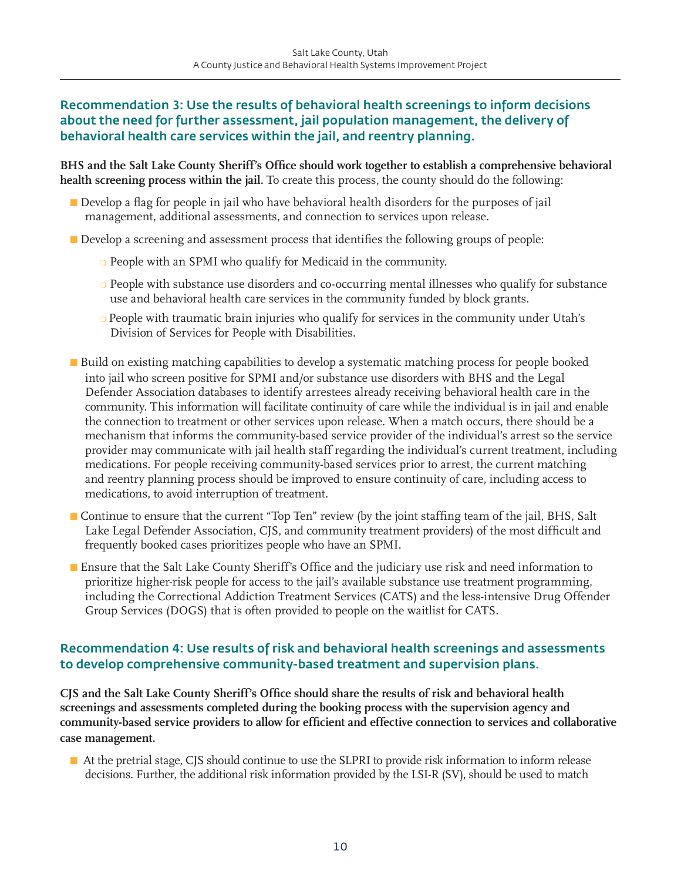### Recommendation 3: Use the results of behavioral health screenings to inform decisions about the need for further assessment, jail population management, the delivery of behavioral health care services within the jail, and reentry planning.

**BHS and the Salt Lake County Sheriff's Office should work together to establish a comprehensive behavioral health screening process within the jail.** To create this process, the county should do the following:

- Develop a flag for people in jail who have behavioral health disorders for the purposes of jail management, additional assessments, and connection to services upon release.
- Develop a screening and assessment process that identifies the following groups of people:
  - People with an SPMI who qualify for Medicaid in the community.
  - People with substance use disorders and co-occurring mental illnesses who qualify for substance use and behavioral health care services in the community funded by block grants.
  - People with traumatic brain injuries who qualify for services in the community under Utah's Division of Services for People with Disabilities.
- Build on existing matching capabilities to develop a systematic matching process for people booked into jail who screen positive for SPMI and/or substance use disorders with BHS and the Legal Defender Association databases to identify arrestees already receiving behavioral health care in the community. This information will facilitate continuity of care while the individual is in jail and enable the connection to treatment or other services upon release. When a match occurs, there should be a mechanism that informs the community-based service provider of the individual's arrest so the service provider may communicate with jail health staff regarding the individual's current treatment, including medications. For people receiving community-based services prior to arrest, the current matching and reentry planning process should be improved to ensure continuity of care, including access to medications, to avoid interruption of treatment.
- Continue to ensure that the current "Top Ten" review (by the joint staffing team of the jail, BHS, Salt Lake Legal Defender Association, CJS, and community treatment providers) of the most difficult and frequently booked cases prioritizes people who have an SPMI.
- Ensure that the Salt Lake County Sheriff's Office and the judiciary use risk and need information to prioritize higher-risk people for access to the jail's available substance use treatment programming, including the Correctional Addiction Treatment Services (CATS) and the less-intensive Drug Offender Group Services (DOGS) that is often provided to people on the waitlist for CATS.

### Recommendation 4: Use results of risk and behavioral health screenings and assessments to develop comprehensive community-based treatment and supervision plans.

**CJS and the Salt Lake County Sheriff's Office should share the results of risk and behavioral health screenings and assessments completed during the booking process with the supervision agency and community-based service providers to allow for efficient and effective connection to services and collaborative case management.**

- At the pretrial stage, CJS should continue to use the SLPRI to provide risk information to inform release decisions. Further, the additional risk information provided by the LSI-R (SV), should be used to match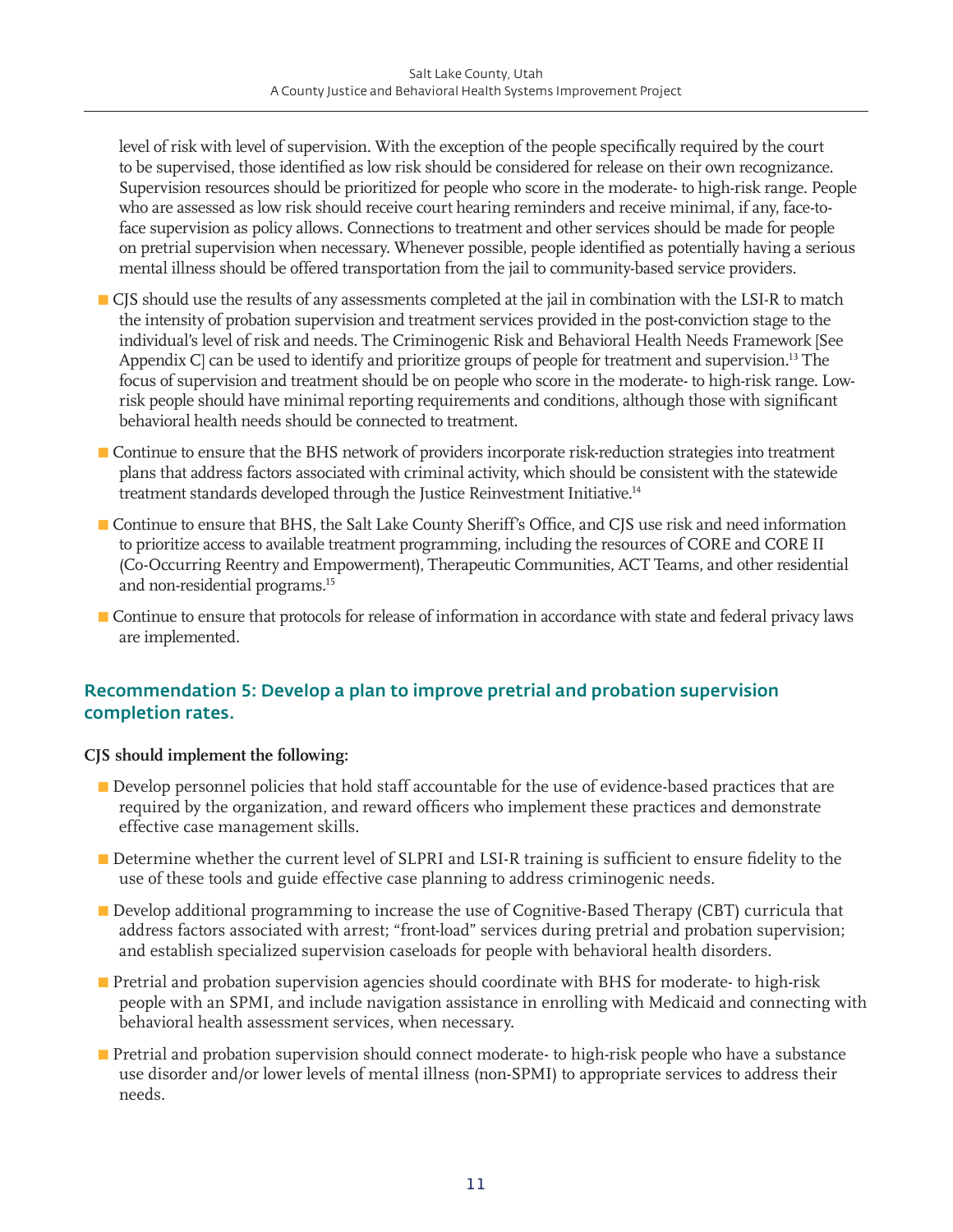level of risk with level of supervision. With the exception of the people specifically required by the court to be supervised, those identified as low risk should be considered for release on their own recognizance. Supervision resources should be prioritized for people who score in the moderate- to high-risk range. People who are assessed as low risk should receive court hearing reminders and receive minimal, if any, face-to-face supervision as policy allows. Connections to treatment and other services should be made for people on pretrial supervision when necessary. Whenever possible, people identified as potentially having a serious mental illness should be offered transportation from the jail to community-based service providers.

- CJS should use the results of any assessments completed at the jail in combination with the LSI-R to match the intensity of probation supervision and treatment services provided in the post-conviction stage to the individual's level of risk and needs. The Criminogenic Risk and Behavioral Health Needs Framework [See Appendix C] can be used to identify and prioritize groups of people for treatment and supervision.[13] The focus of supervision and treatment should be on people who score in the moderate- to high-risk range. Low-risk people should have minimal reporting requirements and conditions, although those with significant behavioral health needs should be connected to treatment.
- Continue to ensure that the BHS network of providers incorporate risk-reduction strategies into treatment plans that address factors associated with criminal activity, which should be consistent with the statewide treatment standards developed through the Justice Reinvestment Initiative.[14]
- Continue to ensure that BHS, the Salt Lake County Sheriff's Office, and CJS use risk and need information to prioritize access to available treatment programming, including the resources of CORE and CORE II (Co-Occurring Reentry and Empowerment), Therapeutic Communities, ACT Teams, and other residential and non-residential programs.[15]
- Continue to ensure that protocols for release of information in accordance with state and federal privacy laws are implemented.

## Recommendation 5: Develop a plan to improve pretrial and probation supervision completion rates.

**CJS should implement the following:**

- Develop personnel policies that hold staff accountable for the use of evidence-based practices that are required by the organization, and reward officers who implement these practices and demonstrate effective case management skills.
- Determine whether the current level of SLPRI and LSI-R training is sufficient to ensure fidelity to the use of these tools and guide effective case planning to address criminogenic needs.
- Develop additional programming to increase the use of Cognitive-Based Therapy (CBT) curricula that address factors associated with arrest; "front-load" services during pretrial and probation supervision; and establish specialized supervision caseloads for people with behavioral health disorders.
- Pretrial and probation supervision agencies should coordinate with BHS for moderate- to high-risk people with an SPMI, and include navigation assistance in enrolling with Medicaid and connecting with behavioral health assessment services, when necessary.
- Pretrial and probation supervision should connect moderate- to high-risk people who have a substance use disorder and/or lower levels of mental illness (non-SPMI) to appropriate services to address their needs.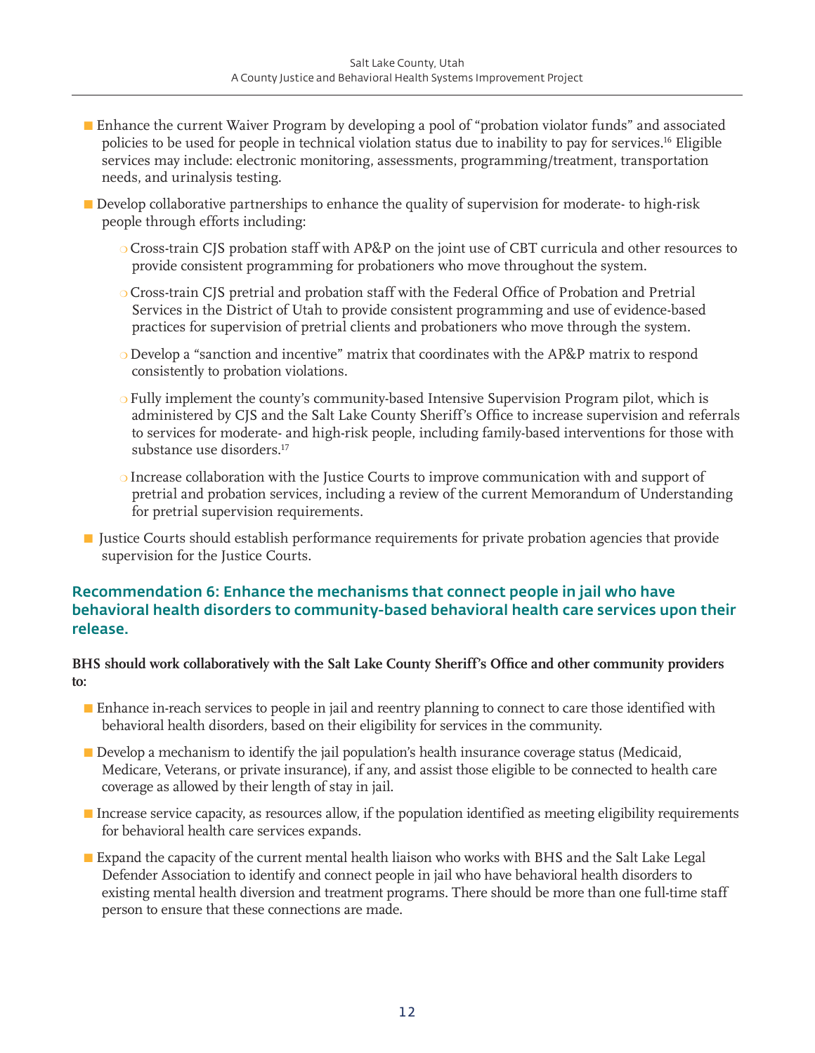- Enhance the current Waiver Program by developing a pool of "probation violator funds" and associated policies to be used for people in technical violation status due to inability to pay for services.[16] Eligible services may include: electronic monitoring, assessments, programming/treatment, transportation needs, and urinalysis testing.
- Develop collaborative partnerships to enhance the quality of supervision for moderate- to high-risk people through efforts including:
  - Cross-train CJS probation staff with AP&P on the joint use of CBT curricula and other resources to provide consistent programming for probationers who move throughout the system.
  - Cross-train CJS pretrial and probation staff with the Federal Office of Probation and Pretrial Services in the District of Utah to provide consistent programming and use of evidence-based practices for supervision of pretrial clients and probationers who move through the system.
  - Develop a "sanction and incentive" matrix that coordinates with the AP&P matrix to respond consistently to probation violations.
  - Fully implement the county's community-based Intensive Supervision Program pilot, which is administered by CJS and the Salt Lake County Sheriff's Office to increase supervision and referrals to services for moderate- and high-risk people, including family-based interventions for those with substance use disorders.[17]
  - Increase collaboration with the Justice Courts to improve communication with and support of pretrial and probation services, including a review of the current Memorandum of Understanding for pretrial supervision requirements.
- Justice Courts should establish performance requirements for private probation agencies that provide supervision for the Justice Courts.

### Recommendation 6: Enhance the mechanisms that connect people in jail who have behavioral health disorders to community-based behavioral health care services upon their release.

**BHS should work collaboratively with the Salt Lake County Sheriff's Office and other community providers to:**

- Enhance in-reach services to people in jail and reentry planning to connect to care those identified with behavioral health disorders, based on their eligibility for services in the community.
- Develop a mechanism to identify the jail population's health insurance coverage status (Medicaid, Medicare, Veterans, or private insurance), if any, and assist those eligible to be connected to health care coverage as allowed by their length of stay in jail.
- Increase service capacity, as resources allow, if the population identified as meeting eligibility requirements for behavioral health care services expands.
- Expand the capacity of the current mental health liaison who works with BHS and the Salt Lake Legal Defender Association to identify and connect people in jail who have behavioral health disorders to existing mental health diversion and treatment programs. There should be more than one full-time staff person to ensure that these connections are made.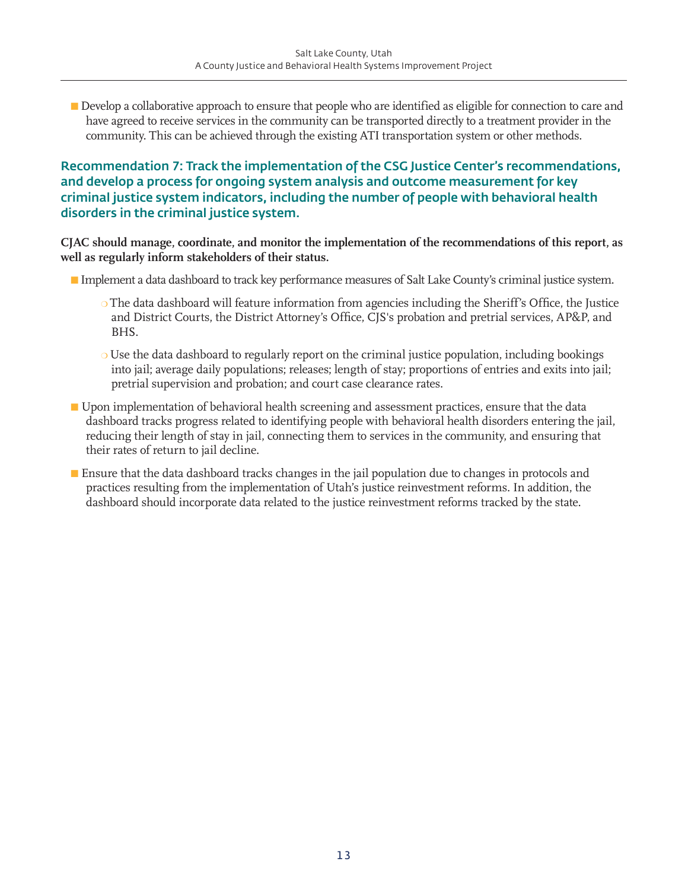- Develop a collaborative approach to ensure that people who are identified as eligible for connection to care and have agreed to receive services in the community can be transported directly to a treatment provider in the community. This can be achieved through the existing ATI transportation system or other methods.

### Recommendation 7: Track the implementation of the CSG Justice Center's recommendations, and develop a process for ongoing system analysis and outcome measurement for key criminal justice system indicators, including the number of people with behavioral health disorders in the criminal justice system.

**CJAC should manage, coordinate, and monitor the implementation of the recommendations of this report, as well as regularly inform stakeholders of their status.**

- Implement a data dashboard to track key performance measures of Salt Lake County's criminal justice system.
    - The data dashboard will feature information from agencies including the Sheriff's Office, the Justice and District Courts, the District Attorney's Office, CJS's probation and pretrial services, AP&P, and BHS.
    - Use the data dashboard to regularly report on the criminal justice population, including bookings into jail; average daily populations; releases; length of stay; proportions of entries and exits into jail; pretrial supervision and probation; and court case clearance rates.
- Upon implementation of behavioral health screening and assessment practices, ensure that the data dashboard tracks progress related to identifying people with behavioral health disorders entering the jail, reducing their length of stay in jail, connecting them to services in the community, and ensuring that their rates of return to jail decline.
- Ensure that the data dashboard tracks changes in the jail population due to changes in protocols and practices resulting from the implementation of Utah's justice reinvestment reforms. In addition, the dashboard should incorporate data related to the justice reinvestment reforms tracked by the state.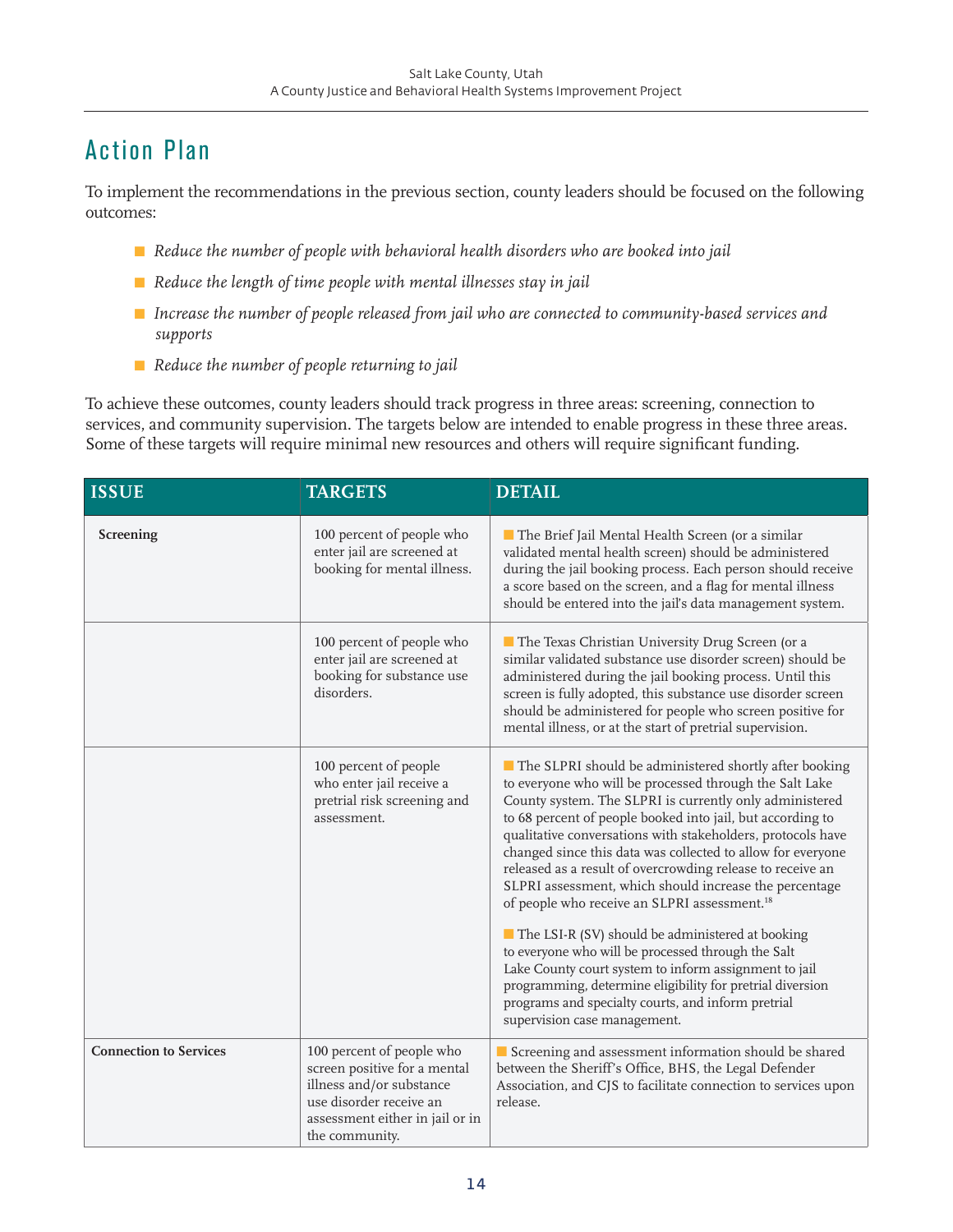# Action Plan

To implement the recommendations in the previous section, county leaders should be focused on the following outcomes:

- *Reduce the number of people with behavioral health disorders who are booked into jail*
- *Reduce the length of time people with mental illnesses stay in jail*
- *Increase the number of people released from jail who are connected to community-based services and supports*
- *Reduce the number of people returning to jail*

To achieve these outcomes, county leaders should track progress in three areas: screening, connection to services, and community supervision. The targets below are intended to enable progress in these three areas. Some of these targets will require minimal new resources and others will require significant funding.

| ISSUE | TARGETS | DETAIL |
|---|---|---|
| **Screening** | 100 percent of people who enter jail are screened at booking for mental illness. | The Brief Jail Mental Health Screen (or a similar validated mental health screen) should be administered during the jail booking process. Each person should receive a score based on the screen, and a flag for mental illness should be entered into the jail's data management system. |
| | 100 percent of people who enter jail are screened at booking for substance use disorders. | The Texas Christian University Drug Screen (or a similar validated substance use disorder screen) should be administered during the jail booking process. Until this screen is fully adopted, this substance use disorder screen should be administered for people who screen positive for mental illness, or at the start of pretrial supervision. |
| | 100 percent of people who enter jail receive a pretrial risk screening and assessment. | The SLPRI should be administered shortly after booking to everyone who will be processed through the Salt Lake County system. The SLPRI is currently only administered to 68 percent of people booked into jail, but according to qualitative conversations with stakeholders, protocols have changed since this data was collected to allow for everyone released as a result of overcrowding release to receive an SLPRI assessment, which should increase the percentage of people who receive an SLPRI assessment.[18]<br><br>The LSI-R (SV) should be administered at booking to everyone who will be processed through the Salt Lake County court system to inform assignment to jail programming, determine eligibility for pretrial diversion programs and specialty courts, and inform pretrial supervision case management. |
| **Connection to Services** | 100 percent of people who screen positive for a mental illness and/or substance use disorder receive an assessment either in jail or in the community. | Screening and assessment information should be shared between the Sheriff's Office, BHS, the Legal Defender Association, and CJS to facilitate connection to services upon release. |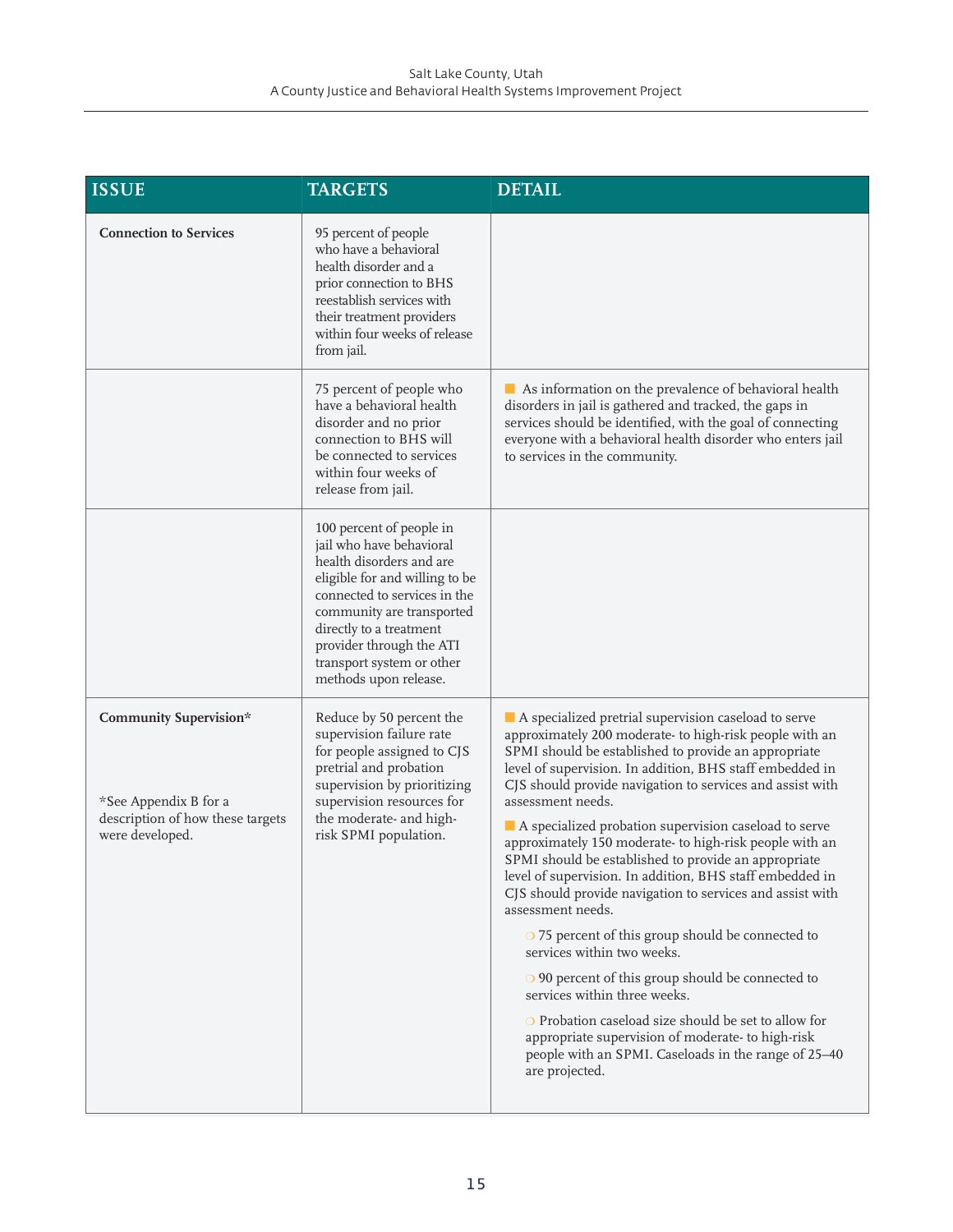| ISSUE | TARGETS | DETAIL |
|---|---|---|
| **Connection to Services** | 95 percent of people who have a behavioral health disorder and a prior connection to BHS reestablish services with their treatment providers within four weeks of release from jail. | |
| | 75 percent of people who have a behavioral health disorder and no prior connection to BHS will be connected to services within four weeks of release from jail. | ■ As information on the prevalence of behavioral health disorders in jail is gathered and tracked, the gaps in services should be identified, with the goal of connecting everyone with a behavioral health disorder who enters jail to services in the community. |
| | 100 percent of people in jail who have behavioral health disorders and are eligible for and willing to be connected to services in the community are transported directly to a treatment provider through the ATI transport system or other methods upon release. | |
| **Community Supervision*** <br><br> *See Appendix B for a description of how these targets were developed. | Reduce by 50 percent the supervision failure rate for people assigned to CJS pretrial and probation supervision by prioritizing supervision resources for the moderate- and high-risk SPMI population. | ■ A specialized pretrial supervision caseload to serve approximately 200 moderate- to high-risk people with an SPMI should be established to provide an appropriate level of supervision. In addition, BHS staff embedded in CJS should provide navigation to services and assist with assessment needs. <br><br> ■ A specialized probation supervision caseload to serve approximately 150 moderate- to high-risk people with an SPMI should be established to provide an appropriate level of supervision. In addition, BHS staff embedded in CJS should provide navigation to services and assist with assessment needs. <br><br> ○ 75 percent of this group should be connected to services within two weeks. <br><br> ○ 90 percent of this group should be connected to services within three weeks. <br><br> ○ Probation caseload size should be set to allow for appropriate supervision of moderate- to high-risk people with an SPMI. Caseloads in the range of 25–40 are projected. |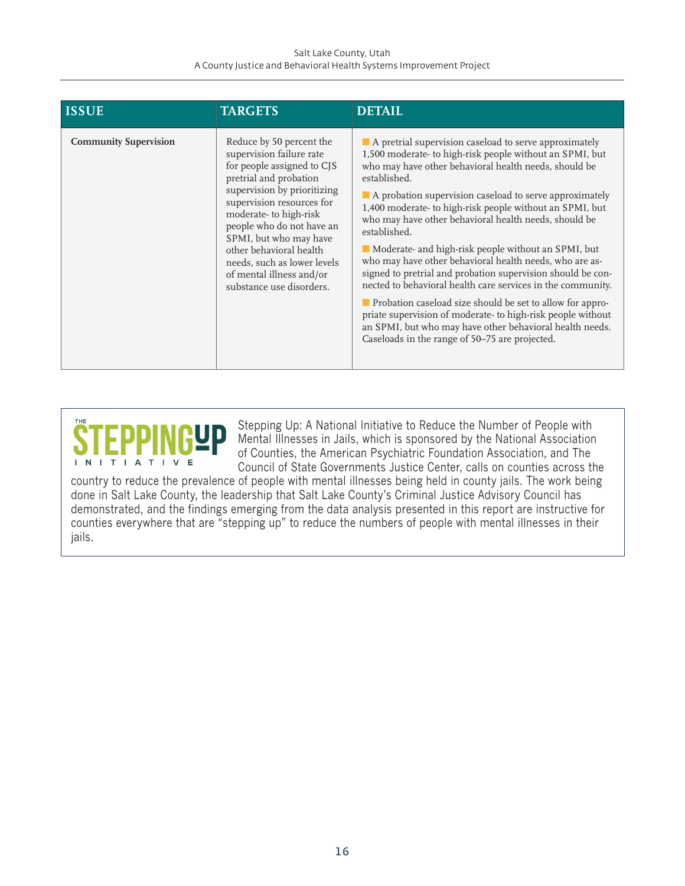| ISSUE | TARGETS | DETAIL |
|---|---|---|
| **Community Supervision** | Reduce by 50 percent the supervision failure rate for people assigned to CJS pretrial and probation supervision by prioritizing supervision resources for moderate- to high-risk people who do not have an SPMI, but who may have other behavioral health needs, such as lower levels of mental illness and/or substance use disorders. | ■ A pretrial supervision caseload to serve approximately 1,500 moderate- to high-risk people without an SPMI, but who may have other behavioral health needs, should be established.<br>■ A probation supervision caseload to serve approximately 1,400 moderate- to high-risk people without an SPMI, but who may have other behavioral health needs, should be established.<br>■ Moderate- and high-risk people without an SPMI, but who may have other behavioral health needs, who are assigned to pretrial and probation supervision should be connected to behavioral health care services in the community.<br>■ Probation caseload size should be set to allow for appropriate supervision of moderate- to high-risk people without an SPMI, but who may have other behavioral health needs. Caseloads in the range of 50–75 are projected. |

THE STEPPING UP INITIATIVE

Stepping Up: A National Initiative to Reduce the Number of People with Mental Illnesses in Jails, which is sponsored by the National Association of Counties, the American Psychiatric Foundation Association, and The Council of State Governments Justice Center, calls on counties across the country to reduce the prevalence of people with mental illnesses being held in county jails. The work being done in Salt Lake County, the leadership that Salt Lake County's Criminal Justice Advisory Council has demonstrated, and the findings emerging from the data analysis presented in this report are instructive for counties everywhere that are "stepping up" to reduce the numbers of people with mental illnesses in their jails.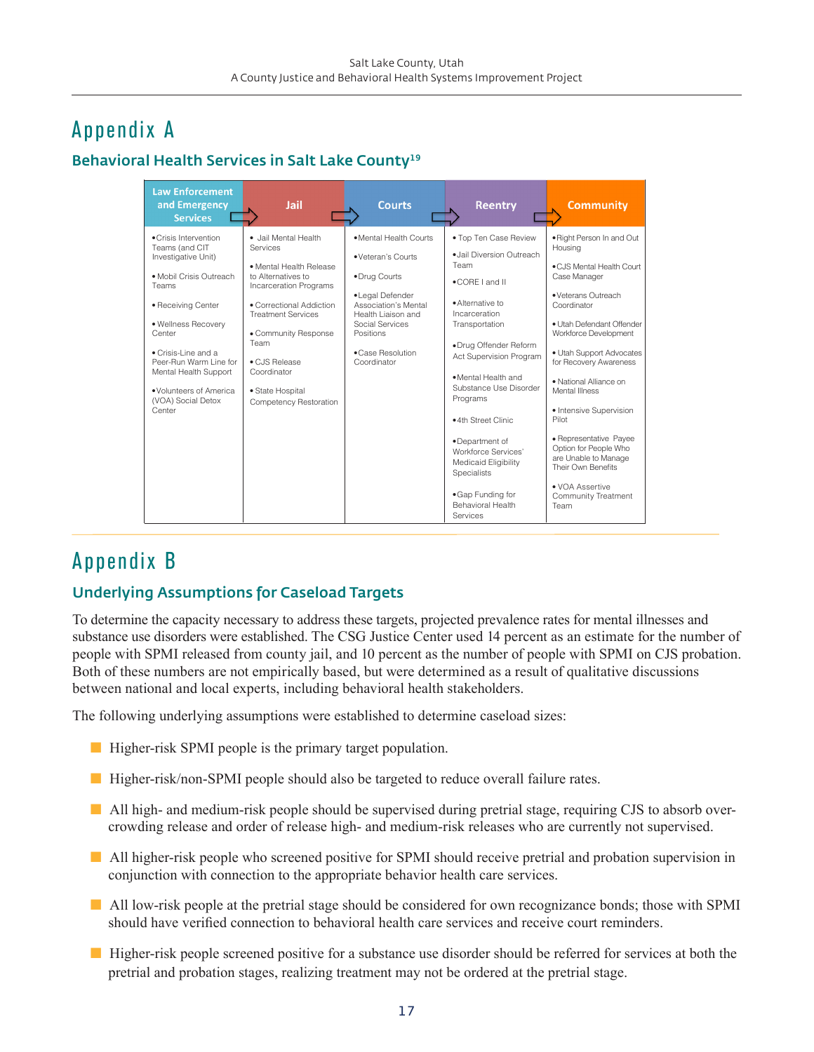# Appendix A

## Behavioral Health Services in Salt Lake County[19]

| Law Enforcement and Emergency Services | Jail | Courts | Reentry | Community |
|---|---|---|---|---|
| • Crisis Intervention Teams (and CIT Investigative Unit)<br>• Mobil Crisis Outreach Teams<br>• Receiving Center<br>• Wellness Recovery Center<br>• Crisis-Line and a Peer-Run Warm Line for Mental Health Support<br>• Volunteers of America (VOA) Social Detox Center | • Jail Mental Health Services<br>• Mental Health Release to Alternatives to Incarceration Programs<br>• Correctional Addiction Treatment Services<br>• Community Response Team<br>• CJS Release Coordinator<br>• State Hospital Competency Restoration | • Mental Health Courts<br>• Veteran's Courts<br>• Drug Courts<br>• Legal Defender Association's Mental Health Liaison and Social Services Positions<br>• Case Resolution Coordinator | • Top Ten Case Review<br>• Jail Diversion Outreach Team<br>• CORE I and II<br>• Alternative to Incarceration Transportation<br>• Drug Offender Reform Act Supervision Program<br>• Mental Health and Substance Use Disorder Programs<br>• 4th Street Clinic<br>• Department of Workforce Services' Medicaid Eligibility Specialists<br>• Gap Funding for Behavioral Health Services | • Right Person In and Out Housing<br>• CJS Mental Health Court Case Manager<br>• Veterans Outreach Coordinator<br>• Utah Defendant Offender Workforce Development<br>• Utah Support Advocates for Recovery Awareness<br>• National Alliance on Mental Illness<br>• Intensive Supervision Pilot<br>• Representative Payee Option for People Who are Unable to Manage Their Own Benefits<br>• VOA Assertive Community Treatment Team |

# Appendix B

## Underlying Assumptions for Caseload Targets

To determine the capacity necessary to address these targets, projected prevalence rates for mental illnesses and substance use disorders were established. The CSG Justice Center used 14 percent as an estimate for the number of people with SPMI released from county jail, and 10 percent as the number of people with SPMI on CJS probation. Both of these numbers are not empirically based, but were determined as a result of qualitative discussions between national and local experts, including behavioral health stakeholders.

The following underlying assumptions were established to determine caseload sizes:

- Higher-risk SPMI people is the primary target population.
- Higher-risk/non-SPMI people should also be targeted to reduce overall failure rates.
- All high- and medium-risk people should be supervised during pretrial stage, requiring CJS to absorb over-crowding release and order of release high- and medium-risk releases who are currently not supervised.
- All higher-risk people who screened positive for SPMI should receive pretrial and probation supervision in conjunction with connection to the appropriate behavior health care services.
- All low-risk people at the pretrial stage should be considered for own recognizance bonds; those with SPMI should have verified connection to behavioral health care services and receive court reminders.
- Higher-risk people screened positive for a substance use disorder should be referred for services at both the pretrial and probation stages, realizing treatment may not be ordered at the pretrial stage.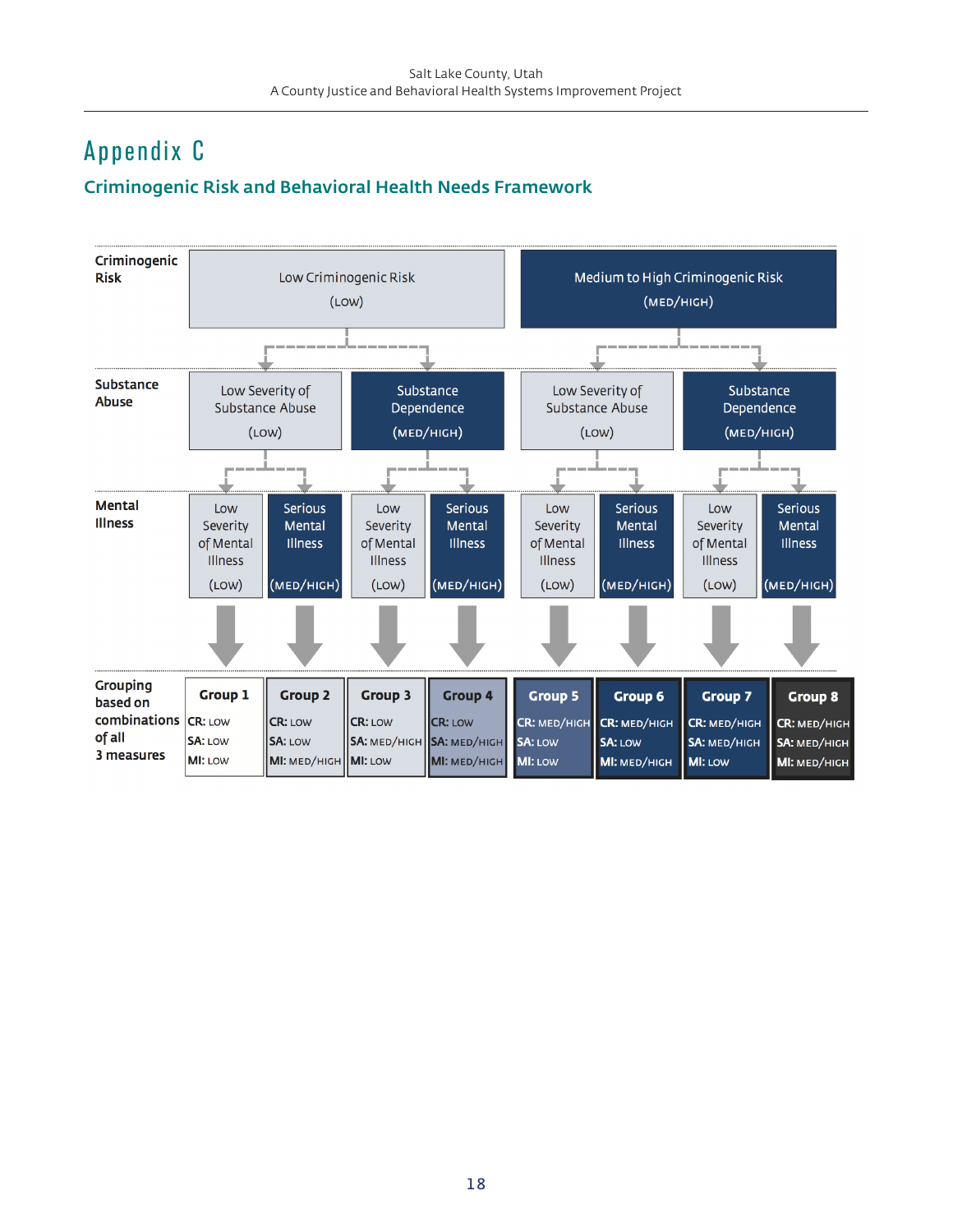# Appendix C

## Criminogenic Risk and Behavioral Health Needs Framework

| | | | | | | | | |
|---|---|---|---|---|---|---|---|---|
| **Criminogenic Risk** | Low Criminogenic Risk (LOW) | | | | Medium to High Criminogenic Risk (MED/HIGH) | | | |
| **Substance Abuse** | Low Severity of Substance Abuse (LOW) | | Substance Dependence (MED/HIGH) | | Low Severity of Substance Abuse (LOW) | | Substance Dependence (MED/HIGH) | |
| **Mental Illness** | Low Severity of Mental Illness (LOW) | Serious Mental Illness (MED/HIGH) | Low Severity of Mental Illness (LOW) | Serious Mental Illness (MED/HIGH) | Low Severity of Mental Illness (LOW) | Serious Mental Illness (MED/HIGH) | Low Severity of Mental Illness (LOW) | Serious Mental Illness (MED/HIGH) |
| **Grouping based on combinations of all 3 measures** | **Group 1** CR: LOW SA: LOW MI: LOW | **Group 2** CR: LOW SA: LOW MI: MED/HIGH | **Group 3** CR: LOW SA: MED/HIGH MI: LOW | **Group 4** CR: LOW SA: MED/HIGH MI: MED/HIGH | **Group 5** CR: MED/HIGH SA: LOW MI: LOW | **Group 6** CR: MED/HIGH SA: LOW MI: MED/HIGH | **Group 7** CR: MED/HIGH SA: MED/HIGH MI: LOW | **Group 8** CR: MED/HIGH SA: MED/HIGH MI: MED/HIGH |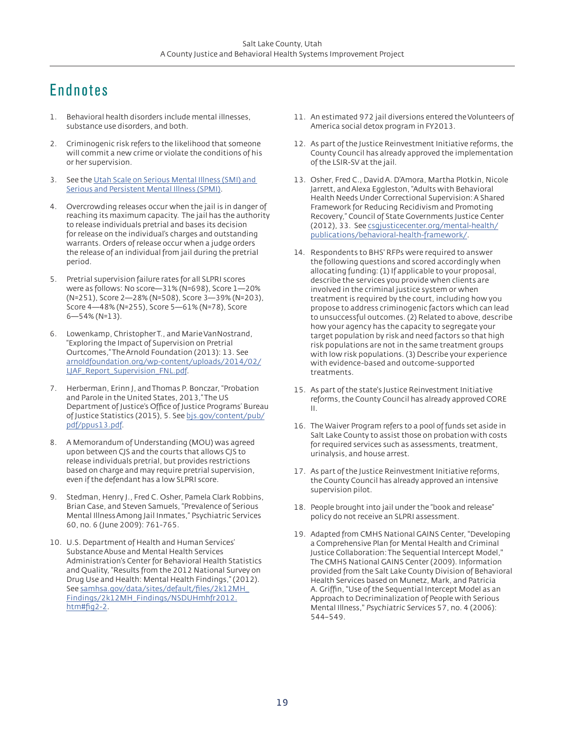# Endnotes

1. Behavioral health disorders include mental illnesses, substance use disorders, and both.

2. Criminogenic risk refers to the likelihood that someone will commit a new crime or violate the conditions of his or her supervision.

3. See the [Utah Scale on Serious Mental Illness (SMI) and Serious and Persistent Mental Illness (SPMI)](#).

4. Overcrowding releases occur when the jail is in danger of reaching its maximum capacity. The jail has the authority to release individuals pretrial and bases its decision for release on the individual's charges and outstanding warrants. Orders of release occur when a judge orders the release of an individual from jail during the pretrial period.

5. Pretrial supervision failure rates for all SLPRI scores were as follows: No score—31% (N=698), Score 1—20% (N=251), Score 2—28% (N=508), Score 3—39% (N=203), Score 4—48% (N=255), Score 5—61% (N=78), Score 6—54% (N=13).

6. Lowenkamp, Christopher T., and Marie VanNostrand, "Exploring the Impact of Supervision on Pretrial Ourtcomes," The Arnold Foundation (2013): 13. See arnoldfoundation.org/wp-content/uploads/2014/02/LJAF_Report_Supervision_FNL.pdf.

7. Herberman, Erinn J, and Thomas P. Bonczar, "Probation and Parole in the United States, 2013," The US Department of Justice's Office of Justice Programs' Bureau of Justice Statistics (2015), 5. See bjs.gov/content/pub/pdf/ppus13.pdf.

8. A Memorandum of Understanding (MOU) was agreed upon between CJS and the courts that allows CJS to release individuals pretrial, but provides restrictions based on charge and may require pretrial supervision, even if the defendant has a low SLPRI score.

9. Stedman, Henry J., Fred C. Osher, Pamela Clark Robbins, Brian Case, and Steven Samuels, "Prevalence of Serious Mental Illness Among Jail Inmates," Psychiatric Services 60, no. 6 (June 2009): 761-765.

10. U.S. Department of Health and Human Services' Substance Abuse and Mental Health Services Administration's Center for Behavioral Health Statistics and Quality, "Results from the 2012 National Survey on Drug Use and Health: Mental Health Findings," (2012). See samhsa.gov/data/sites/default/files/2k12MH_Findings/2k12MH_Findings/NSDUHmhfr2012.htm#fig2-2.

11. An estimated 972 jail diversions entered the Volunteers of America social detox program in FY2013.

12. As part of the Justice Reinvestment Initiative reforms, the County Council has already approved the implementation of the LSIR-SV at the jail.

13. Osher, Fred C., David A. D'Amora, Martha Plotkin, Nicole Jarrett, and Alexa Eggleston, "Adults with Behavioral Health Needs Under Correctional Supervision: A Shared Framework for Reducing Recidivism and Promoting Recovery," Council of State Governments Justice Center (2012), 33. See csgjusticecenter.org/mental-health/publications/behavioral-health-framework/.

14. Respondents to BHS' RFPs were required to answer the following questions and scored accordingly when allocating funding: (1) If applicable to your proposal, describe the services you provide when clients are involved in the criminal justice system or when treatment is required by the court, including how you propose to address criminogenic factors which can lead to unsuccessful outcomes. (2) Related to above, describe how your agency has the capacity to segregate your target population by risk and need factors so that high risk populations are not in the same treatment groups with low risk populations. (3) Describe your experience with evidence-based and outcome-supported treatments.

15. As part of the state's Justice Reinvestment Initiative reforms, the County Council has already approved CORE II.

16. The Waiver Program refers to a pool of funds set aside in Salt Lake County to assist those on probation with costs for required services such as assessments, treatment, urinalysis, and house arrest.

17. As part of the Justice Reinvestment Initiative reforms, the County Council has already approved an intensive supervision pilot.

18. People brought into jail under the "book and release" policy do not receive an SLPRI assessment.

19. Adapted from CMHS National GAINS Center, "Developing a Comprehensive Plan for Mental Health and Criminal Justice Collaboration: The Sequential Intercept Model," The CMHS National GAINS Center (2009). Information provided from the Salt Lake County Division of Behavioral Health Services based on Munetz, Mark, and Patricia A. Griffin, "Use of the Sequential Intercept Model as an Approach to Decriminalization of People with Serious Mental Illness," *Psychiatric Services* 57, no. 4 (2006): 544–549.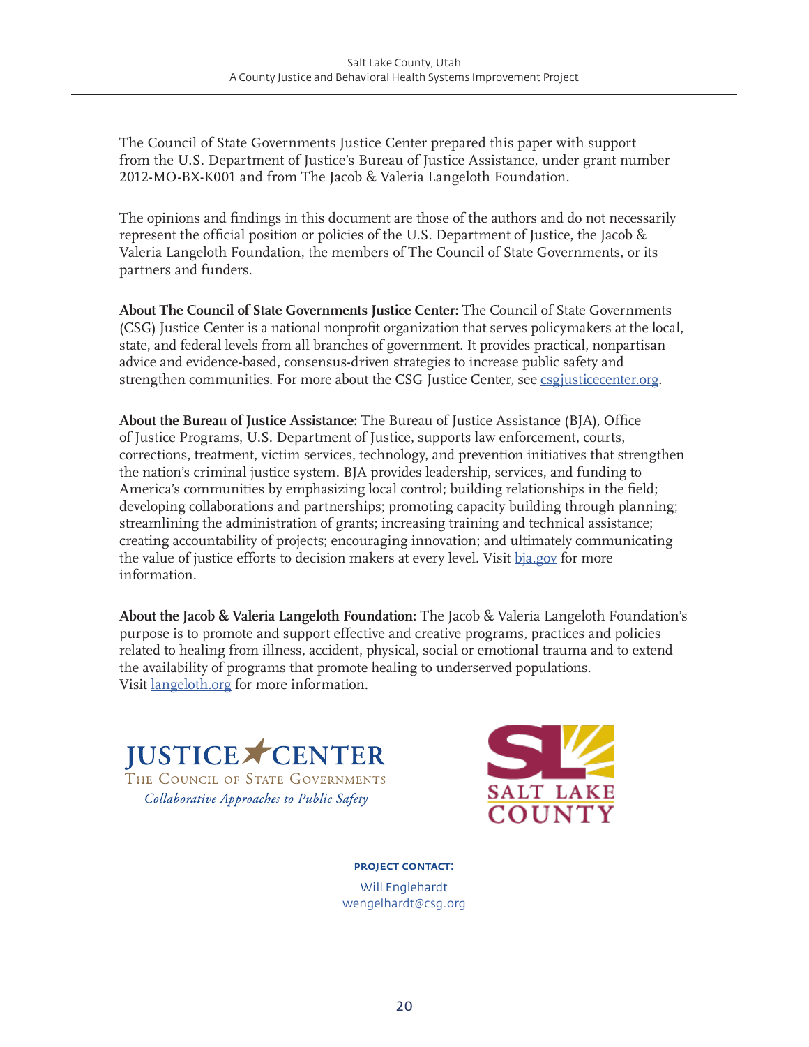The Council of State Governments Justice Center prepared this paper with support from the U.S. Department of Justice's Bureau of Justice Assistance, under grant number 2012-MO-BX-K001 and from The Jacob & Valeria Langeloth Foundation.

The opinions and findings in this document are those of the authors and do not necessarily represent the official position or policies of the U.S. Department of Justice, the Jacob & Valeria Langeloth Foundation, the members of The Council of State Governments, or its partners and funders.

**About The Council of State Governments Justice Center:** The Council of State Governments (CSG) Justice Center is a national nonprofit organization that serves policymakers at the local, state, and federal levels from all branches of government. It provides practical, nonpartisan advice and evidence-based, consensus-driven strategies to increase public safety and strengthen communities. For more about the CSG Justice Center, see csgjusticecenter.org.

**About the Bureau of Justice Assistance:** The Bureau of Justice Assistance (BJA), Office of Justice Programs, U.S. Department of Justice, supports law enforcement, courts, corrections, treatment, victim services, technology, and prevention initiatives that strengthen the nation's criminal justice system. BJA provides leadership, services, and funding to America's communities by emphasizing local control; building relationships in the field; developing collaborations and partnerships; promoting capacity building through planning; streamlining the administration of grants; increasing training and technical assistance; creating accountability of projects; encouraging innovation; and ultimately communicating the value of justice efforts to decision makers at every level. Visit bja.gov for more information.

**About the Jacob & Valeria Langeloth Foundation:** The Jacob & Valeria Langeloth Foundation's purpose is to promote and support effective and creative programs, practices and policies related to healing from illness, accident, physical, social or emotional trauma and to extend the availability of programs that promote healing to underserved populations. Visit langeloth.org for more information.

JUSTICE CENTER
THE COUNCIL OF STATE GOVERNMENTS
*Collaborative Approaches to Public Safety*

SALT LAKE COUNTY

**PROJECT CONTACT:**

Will Englehardt
wengelhardt@csg.org